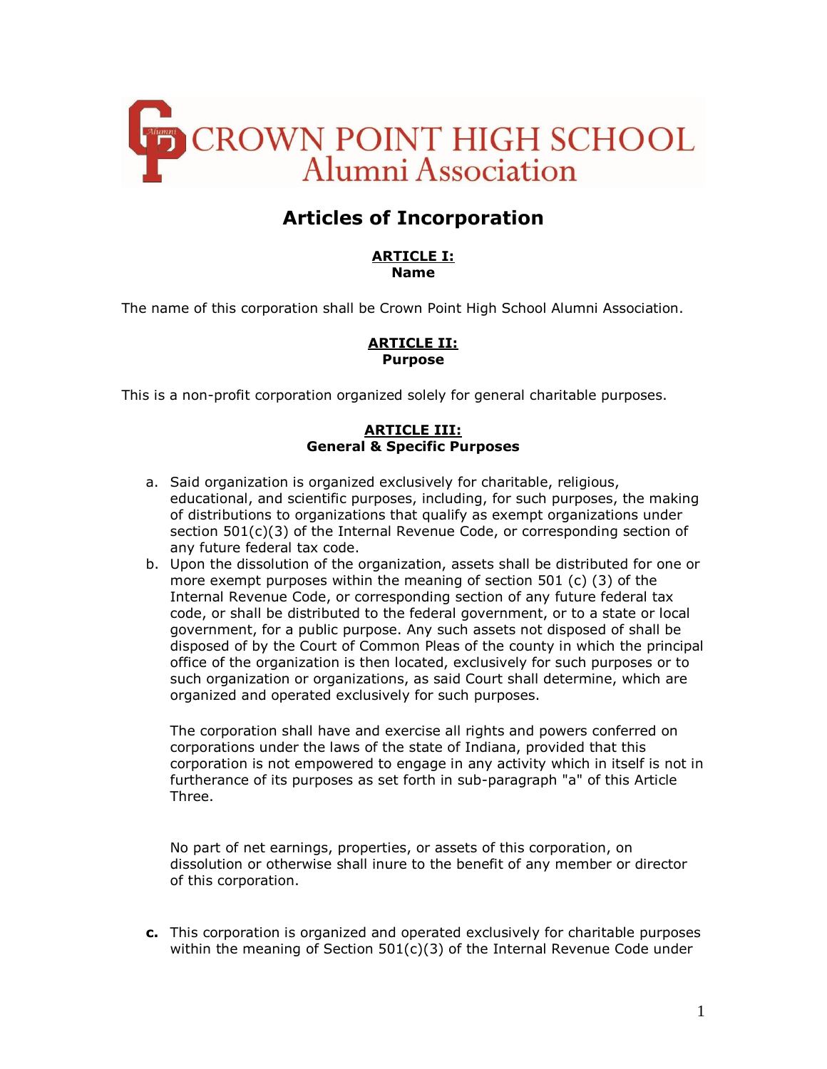# CROWN POINT HIGH SCHOOL Alumni Association

## Articles of Incorporation

### ARTICLE I:
**Name**

The name of this corporation shall be Crown Point High School Alumni Association.

### ARTICLE II:
**Purpose**

This is a non-profit corporation organized solely for general charitable purposes.

### ARTICLE III:
**General & Specific Purposes**

a. Said organization is organized exclusively for charitable, religious, educational, and scientific purposes, including, for such purposes, the making of distributions to organizations that qualify as exempt organizations under section 501(c)(3) of the Internal Revenue Code, or corresponding section of any future federal tax code.

b. Upon the dissolution of the organization, assets shall be distributed for one or more exempt purposes within the meaning of section 501 (c) (3) of the Internal Revenue Code, or corresponding section of any future federal tax code, or shall be distributed to the federal government, or to a state or local government, for a public purpose. Any such assets not disposed of shall be disposed of by the Court of Common Pleas of the county in which the principal office of the organization is then located, exclusively for such purposes or to such organization or organizations, as said Court shall determine, which are organized and operated exclusively for such purposes.

   The corporation shall have and exercise all rights and powers conferred on corporations under the laws of the state of Indiana, provided that this corporation is not empowered to engage in any activity which in itself is not in furtherance of its purposes as set forth in sub-paragraph "a" of this Article Three.

   No part of net earnings, properties, or assets of this corporation, on dissolution or otherwise shall inure to the benefit of any member or director of this corporation.

**c.** This corporation is organized and operated exclusively for charitable purposes within the meaning of Section 501(c)(3) of the Internal Revenue Code under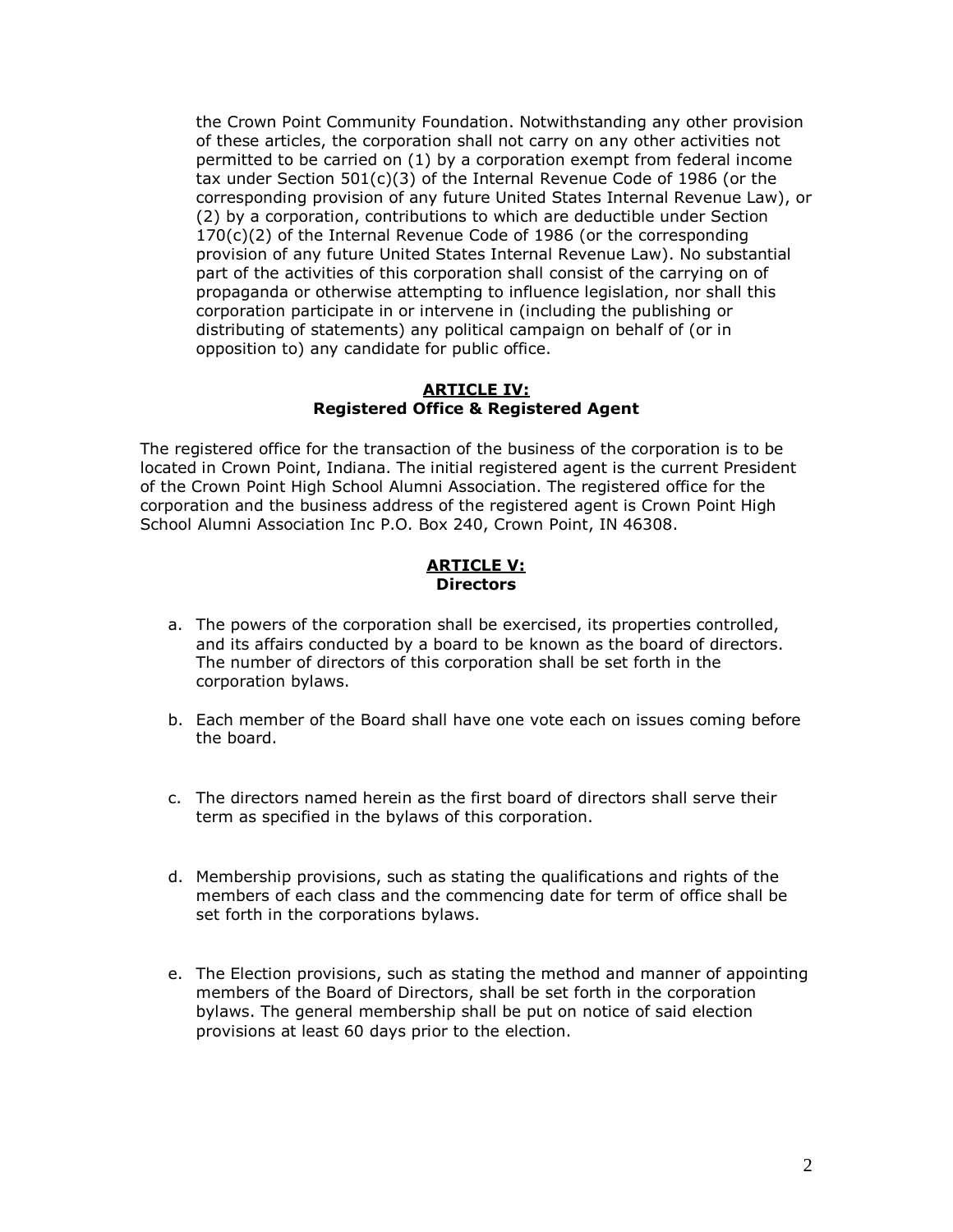the Crown Point Community Foundation. Notwithstanding any other provision of these articles, the corporation shall not carry on any other activities not permitted to be carried on (1) by a corporation exempt from federal income tax under Section 501(c)(3) of the Internal Revenue Code of 1986 (or the corresponding provision of any future United States Internal Revenue Law), or (2) by a corporation, contributions to which are deductible under Section 170(c)(2) of the Internal Revenue Code of 1986 (or the corresponding provision of any future United States Internal Revenue Law). No substantial part of the activities of this corporation shall consist of the carrying on of propaganda or otherwise attempting to influence legislation, nor shall this corporation participate in or intervene in (including the publishing or distributing of statements) any political campaign on behalf of (or in opposition to) any candidate for public office.

## ARTICLE IV:
## Registered Office & Registered Agent

The registered office for the transaction of the business of the corporation is to be located in Crown Point, Indiana. The initial registered agent is the current President of the Crown Point High School Alumni Association. The registered office for the corporation and the business address of the registered agent is Crown Point High School Alumni Association Inc P.O. Box 240, Crown Point, IN 46308.

## ARTICLE V:
## Directors

a. The powers of the corporation shall be exercised, its properties controlled, and its affairs conducted by a board to be known as the board of directors. The number of directors of this corporation shall be set forth in the corporation bylaws.

b. Each member of the Board shall have one vote each on issues coming before the board.

c. The directors named herein as the first board of directors shall serve their term as specified in the bylaws of this corporation.

d. Membership provisions, such as stating the qualifications and rights of the members of each class and the commencing date for term of office shall be set forth in the corporations bylaws.

e. The Election provisions, such as stating the method and manner of appointing members of the Board of Directors, shall be set forth in the corporation bylaws. The general membership shall be put on notice of said election provisions at least 60 days prior to the election.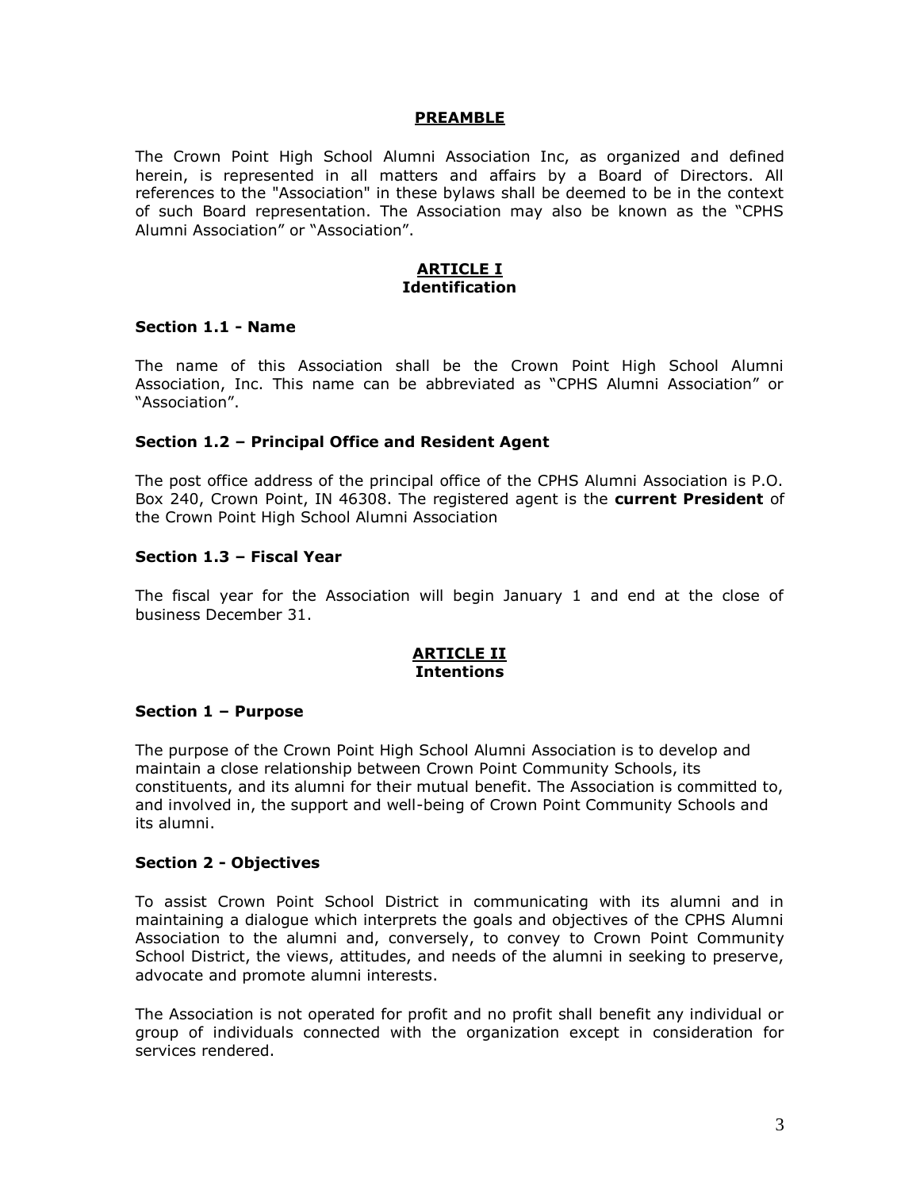## PREAMBLE

The Crown Point High School Alumni Association Inc, as organized and defined herein, is represented in all matters and affairs by a Board of Directors. All references to the "Association" in these bylaws shall be deemed to be in the context of such Board representation. The Association may also be known as the "CPHS Alumni Association" or "Association".

## ARTICLE I
## Identification

### Section 1.1 - Name

The name of this Association shall be the Crown Point High School Alumni Association, Inc. This name can be abbreviated as "CPHS Alumni Association" or "Association".

### Section 1.2 – Principal Office and Resident Agent

The post office address of the principal office of the CPHS Alumni Association is P.O. Box 240, Crown Point, IN 46308. The registered agent is the **current President** of the Crown Point High School Alumni Association

### Section 1.3 – Fiscal Year

The fiscal year for the Association will begin January 1 and end at the close of business December 31.

## ARTICLE II
## Intentions

### Section 1 – Purpose

The purpose of the Crown Point High School Alumni Association is to develop and maintain a close relationship between Crown Point Community Schools, its constituents, and its alumni for their mutual benefit. The Association is committed to, and involved in, the support and well-being of Crown Point Community Schools and its alumni.

### Section 2 - Objectives

To assist Crown Point School District in communicating with its alumni and in maintaining a dialogue which interprets the goals and objectives of the CPHS Alumni Association to the alumni and, conversely, to convey to Crown Point Community School District, the views, attitudes, and needs of the alumni in seeking to preserve, advocate and promote alumni interests.

The Association is not operated for profit and no profit shall benefit any individual or group of individuals connected with the organization except in consideration for services rendered.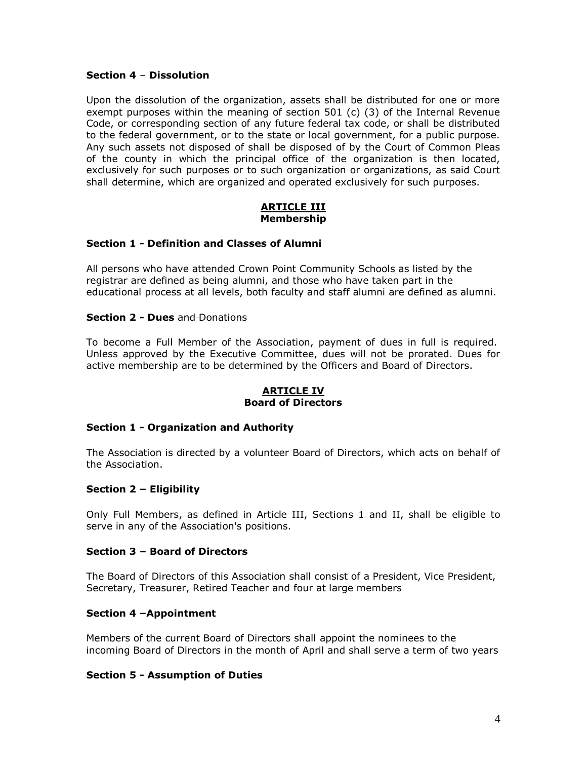**Section 4** – **Dissolution**

Upon the dissolution of the organization, assets shall be distributed for one or more exempt purposes within the meaning of section 501 (c) (3) of the Internal Revenue Code, or corresponding section of any future federal tax code, or shall be distributed to the federal government, or to the state or local government, for a public purpose. Any such assets not disposed of shall be disposed of by the Court of Common Pleas of the county in which the principal office of the organization is then located, exclusively for such purposes or to such organization or organizations, as said Court shall determine, which are organized and operated exclusively for such purposes.

## ARTICLE III
## Membership

**Section 1 - Definition and Classes of Alumni**

All persons who have attended Crown Point Community Schools as listed by the registrar are defined as being alumni, and those who have taken part in the educational process at all levels, both faculty and staff alumni are defined as alumni.

**Section 2 - Dues** ~~and Donations~~

To become a Full Member of the Association, payment of dues in full is required. Unless approved by the Executive Committee, dues will not be prorated. Dues for active membership are to be determined by the Officers and Board of Directors.

## ARTICLE IV
## Board of Directors

**Section 1 - Organization and Authority**

The Association is directed by a volunteer Board of Directors, which acts on behalf of the Association.

**Section 2 – Eligibility**

Only Full Members, as defined in Article III, Sections 1 and II, shall be eligible to serve in any of the Association's positions.

**Section 3 – Board of Directors**

The Board of Directors of this Association shall consist of a President, Vice President, Secretary, Treasurer, Retired Teacher and four at large members

**Section 4 –Appointment**

Members of the current Board of Directors shall appoint the nominees to the incoming Board of Directors in the month of April and shall serve a term of two years

**Section 5 - Assumption of Duties**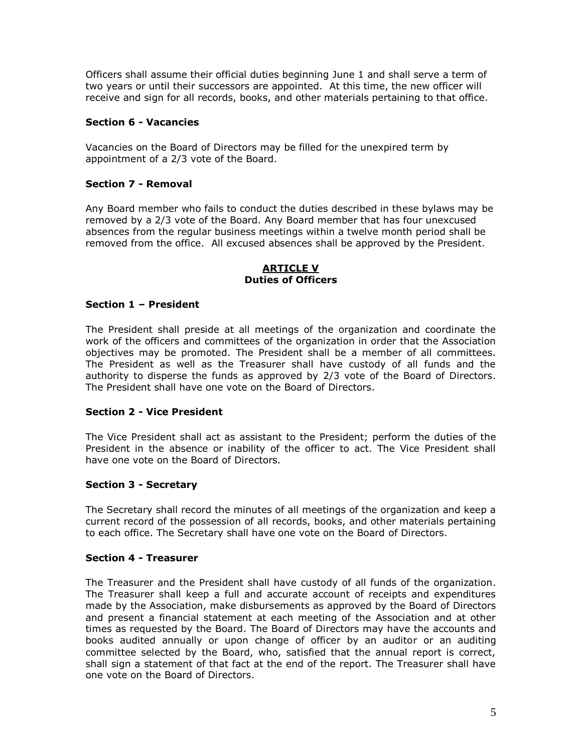Officers shall assume their official duties beginning June 1 and shall serve a term of two years or until their successors are appointed. At this time, the new officer will receive and sign for all records, books, and other materials pertaining to that office.

### Section 6 - Vacancies

Vacancies on the Board of Directors may be filled for the unexpired term by appointment of a 2/3 vote of the Board.

### Section 7 - Removal

Any Board member who fails to conduct the duties described in these bylaws may be removed by a 2/3 vote of the Board. Any Board member that has four unexcused absences from the regular business meetings within a twelve month period shall be removed from the office. All excused absences shall be approved by the President.

## ARTICLE V
## Duties of Officers

### Section 1 – President

The President shall preside at all meetings of the organization and coordinate the work of the officers and committees of the organization in order that the Association objectives may be promoted. The President shall be a member of all committees. The President as well as the Treasurer shall have custody of all funds and the authority to disperse the funds as approved by 2/3 vote of the Board of Directors. The President shall have one vote on the Board of Directors.

### Section 2 - Vice President

The Vice President shall act as assistant to the President; perform the duties of the President in the absence or inability of the officer to act. The Vice President shall have one vote on the Board of Directors.

### Section 3 - Secretary

The Secretary shall record the minutes of all meetings of the organization and keep a current record of the possession of all records, books, and other materials pertaining to each office. The Secretary shall have one vote on the Board of Directors.

### Section 4 - Treasurer

The Treasurer and the President shall have custody of all funds of the organization. The Treasurer shall keep a full and accurate account of receipts and expenditures made by the Association, make disbursements as approved by the Board of Directors and present a financial statement at each meeting of the Association and at other times as requested by the Board. The Board of Directors may have the accounts and books audited annually or upon change of officer by an auditor or an auditing committee selected by the Board, who, satisfied that the annual report is correct, shall sign a statement of that fact at the end of the report. The Treasurer shall have one vote on the Board of Directors.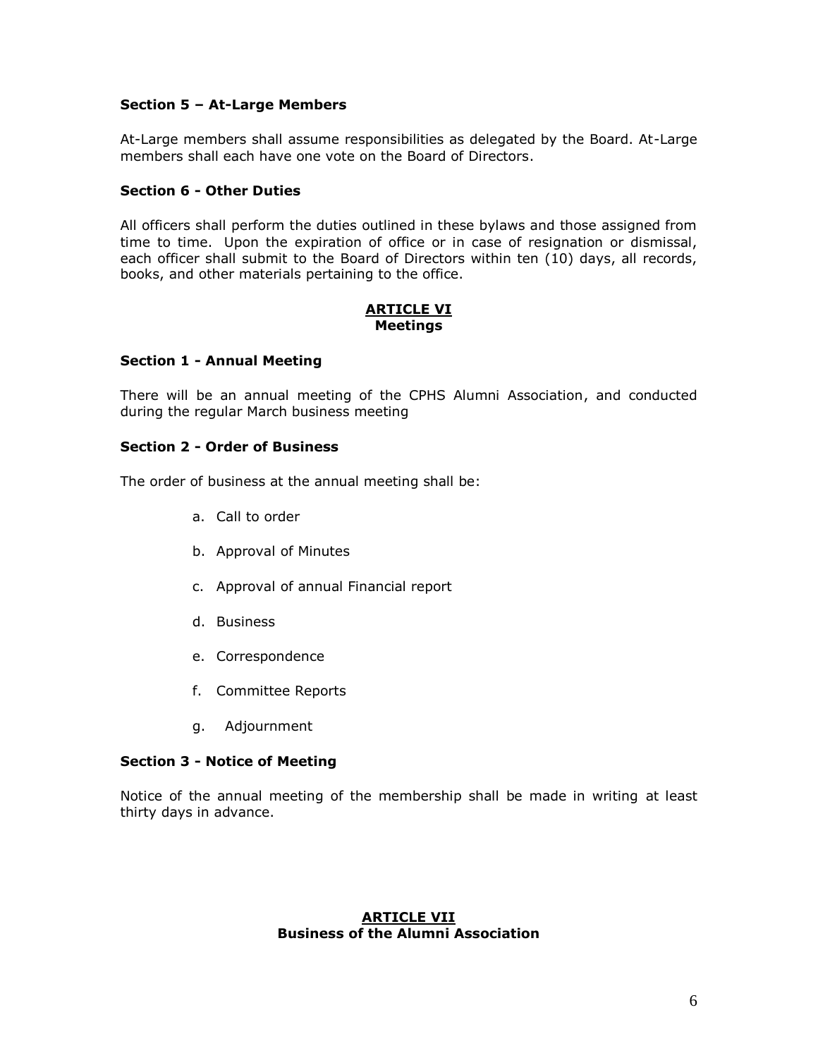### Section 5 – At-Large Members

At-Large members shall assume responsibilities as delegated by the Board. At-Large members shall each have one vote on the Board of Directors.

### Section 6 - Other Duties

All officers shall perform the duties outlined in these bylaws and those assigned from time to time. Upon the expiration of office or in case of resignation or dismissal, each officer shall submit to the Board of Directors within ten (10) days, all records, books, and other materials pertaining to the office.

## ARTICLE VI
## Meetings

### Section 1 - Annual Meeting

There will be an annual meeting of the CPHS Alumni Association, and conducted during the regular March business meeting

### Section 2 - Order of Business

The order of business at the annual meeting shall be:

a. Call to order

b. Approval of Minutes

c. Approval of annual Financial report

d. Business

e. Correspondence

f. Committee Reports

g. Adjournment

### Section 3 - Notice of Meeting

Notice of the annual meeting of the membership shall be made in writing at least thirty days in advance.

## ARTICLE VII
## Business of the Alumni Association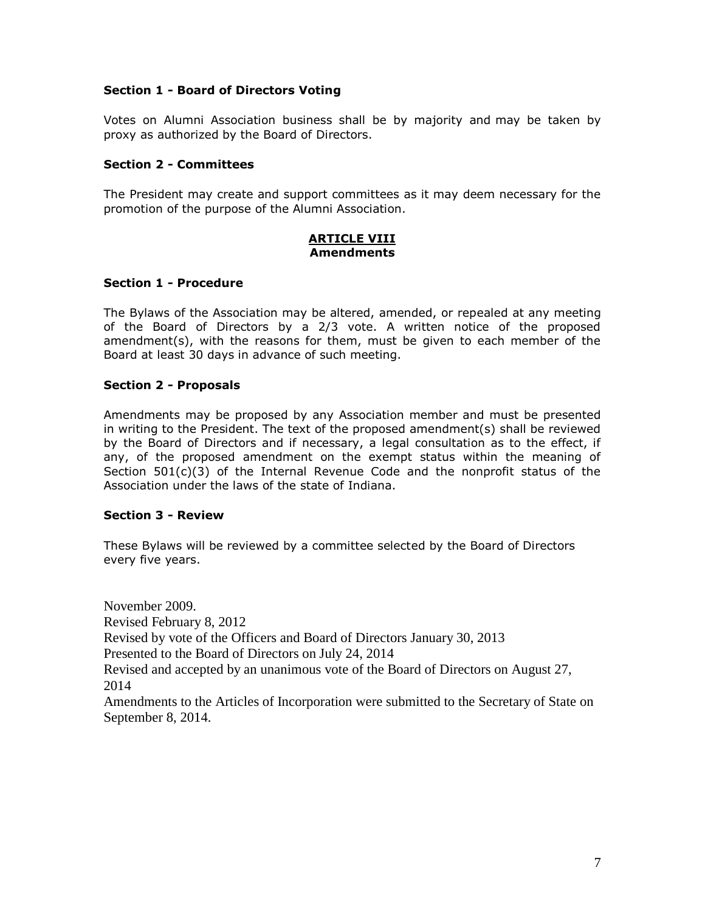### Section 1 - Board of Directors Voting

Votes on Alumni Association business shall be by majority and may be taken by proxy as authorized by the Board of Directors.

### Section 2 - Committees

The President may create and support committees as it may deem necessary for the promotion of the purpose of the Alumni Association.

## ARTICLE VIII
## Amendments

### Section 1 - Procedure

The Bylaws of the Association may be altered, amended, or repealed at any meeting of the Board of Directors by a 2/3 vote. A written notice of the proposed amendment(s), with the reasons for them, must be given to each member of the Board at least 30 days in advance of such meeting.

### Section 2 - Proposals

Amendments may be proposed by any Association member and must be presented in writing to the President. The text of the proposed amendment(s) shall be reviewed by the Board of Directors and if necessary, a legal consultation as to the effect, if any, of the proposed amendment on the exempt status within the meaning of Section 501(c)(3) of the Internal Revenue Code and the nonprofit status of the Association under the laws of the state of Indiana.

### Section 3 - Review

These Bylaws will be reviewed by a committee selected by the Board of Directors every five years.

November 2009.
Revised February 8, 2012
Revised by vote of the Officers and Board of Directors January 30, 2013
Presented to the Board of Directors on July 24, 2014
Revised and accepted by an unanimous vote of the Board of Directors on August 27, 2014
Amendments to the Articles of Incorporation were submitted to the Secretary of State on September 8, 2014.